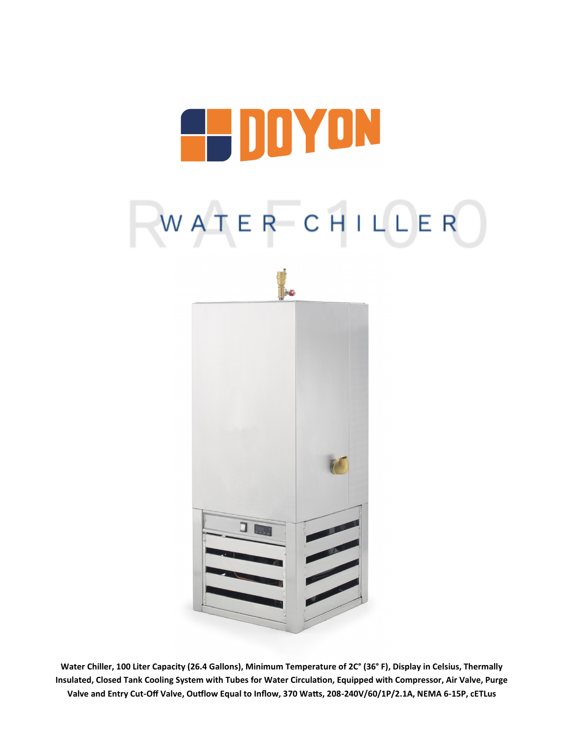# DOYON

# WATER CHILLER

RAF100

**Water Chiller, 100 Liter Capacity (26.4 Gallons), Minimum Temperature of 2C° (36° F), Display in Celsius, Thermally Insulated, Closed Tank Cooling System with Tubes for Water Circulation, Equipped with Compressor, Air Valve, Purge Valve and Entry Cut-Off Valve, Outflow Equal to Inflow, 370 Watts, 208-240V/60/1P/2.1A, NEMA 6-15P, cETLus**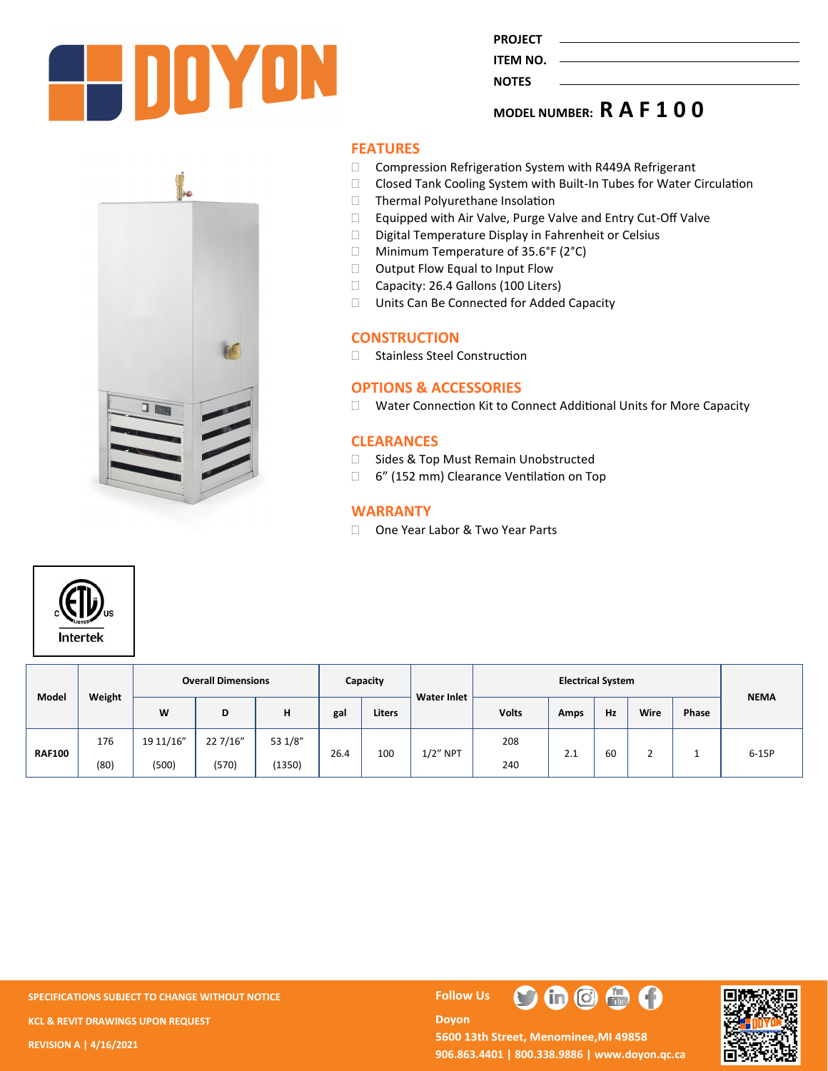PROJECT

ITEM NO.

NOTES

MODEL NUMBER: **RAF100**

## FEATURES

- Compression Refrigeration System with R449A Refrigerant
- Closed Tank Cooling System with Built-In Tubes for Water Circulation
- Thermal Polyurethane Insolation
- Equipped with Air Valve, Purge Valve and Entry Cut-Off Valve
- Digital Temperature Display in Fahrenheit or Celsius
- Minimum Temperature of 35.6°F (2°C)
- Output Flow Equal to Input Flow
- Capacity: 26.4 Gallons (100 Liters)
- Units Can Be Connected for Added Capacity

## CONSTRUCTION

- Stainless Steel Construction

## OPTIONS & ACCESSORIES

- Water Connection Kit to Connect Additional Units for More Capacity

## CLEARANCES

- Sides & Top Must Remain Unobstructed
- 6" (152 mm) Clearance Ventilation on Top

## WARRANTY

- One Year Labor & Two Year Parts

| Model | Weight | Overall Dimensions | | | Capacity | | Water Inlet | Electrical System | | | | | NEMA |
|---|---|---|---|---|---|---|---|---|---|---|---|---|---|
| | | W | D | H | gal | Liters | | Volts | Amps | Hz | Wire | Phase | |
| RAF100 | 176 (80) | 19 11/16" (500) | 22 7/16" (570) | 53 1/8" (1350) | 26.4 | 100 | 1/2" NPT | 208 240 | 2.1 | 60 | 2 | 1 | 6-15P |

SPECIFICATIONS SUBJECT TO CHANGE WITHOUT NOTICE

KCL & REVIT DRAWINGS UPON REQUEST

REVISION A | 4/16/2021

Follow Us

Doyon

5600 13th Street, Menominee,MI 49858

906.863.4401 | 800.338.9886 | www.doyon.qc.ca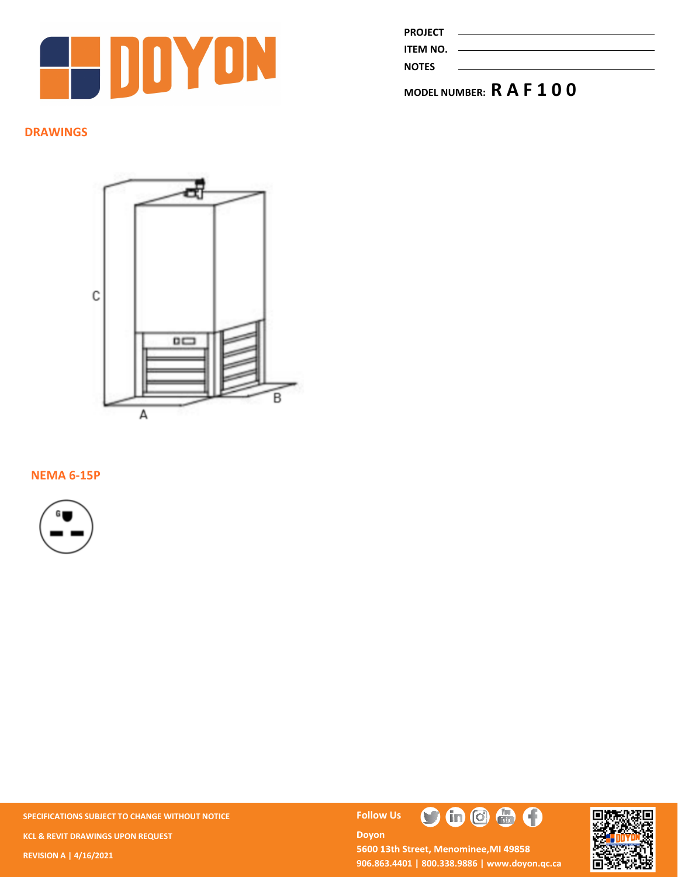PROJECT

ITEM NO.

NOTES

MODEL NUMBER: **RAF100**

## DRAWINGS

C

A

B

## NEMA 6-15P

G

SPECIFICATIONS SUBJECT TO CHANGE WITHOUT NOTICE

KCL & REVIT DRAWINGS UPON REQUEST

REVISION A | 4/16/2021

Follow Us

Doyon
5600 13th Street, Menominee,MI 49858
906.863.4401 | 800.338.9886 | www.doyon.qc.ca